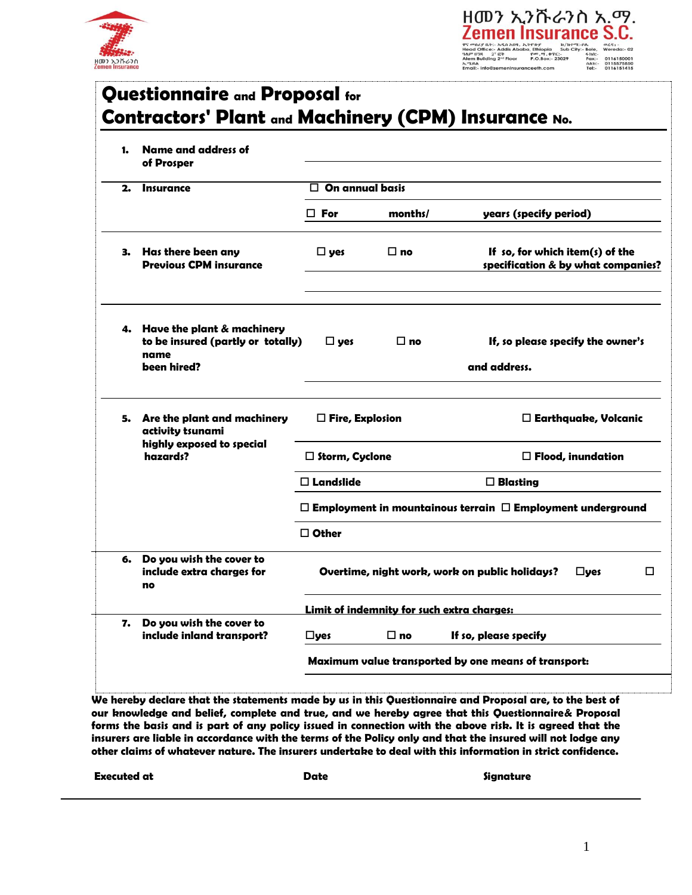ዘመን ኢንሹራንስ አ.ማ.
**Zemen Insurance S.C.**

Head Office:- Addis Ababa, Ethiopia
Alem Building 2nd Floor
Sub City:- Bole, Wereda:- 02
P.O.Box:- 23029
Fax:- 0116150001
0115575850
Tel:- 0116151415
Email:- info@zemeninsuranceeth.com

# Questionnaire and Proposal for Contractors' Plant and Machinery (CPM) Insurance No.

| | | | | |
|---|---|---|---|---|
| **1.** | **Name and address of of Prosper** | | | |
| **2.** | **Insurance** | ☐ **On annual basis** | | |
| | | ☐ **For** | **months/** | **years (specify period)** |
| **3.** | **Has there been any Previous CPM insurance** | ☐ **yes** | ☐ **no** | **If so, for which item(s) of the specification & by what companies?** |
| **4.** | **Have the plant & machinery to be insured (partly or totally) name been hired?** | ☐ **yes** | ☐ **no** | **If, so please specify the owner's and address.** |
| **5.** | **Are the plant and machinery activity tsunami highly exposed to special hazards?** | ☐ **Fire, Explosion** | | ☐ **Earthquake, Volcanic** |
| | | ☐ **Storm, Cyclone** | | ☐ **Flood, inundation** |
| | | ☐ **Landslide** | | ☐ **Blasting** |
| | | ☐ **Employment in mountainous terrain** | | ☐ **Employment underground** |
| | | ☐ **Other** | | |
| **6.** | **Do you wish the cover to include extra charges for no** | **Overtime, night work, work on public holidays?** | ☐**yes** | ☐ |
| | | **Limit of indemnity for such extra charges:** | | |
| **7.** | **Do you wish the cover to include inland transport?** | ☐**yes** | ☐ **no** | **If so, please specify** |
| | | **Maximum value transported by one means of transport:** | | |

**We hereby declare that the statements made by us in this Questionnaire and Proposal are, to the best of our knowledge and belief, complete and true, and we hereby agree that this Questionnaire& Proposal forms the basis and is part of any policy issued in connection with the above risk. It is agreed that the insurers are liable in accordance with the terms of the Policy only and that the insured will not lodge any other claims of whatever nature. The insurers undertake to deal with this information in strict confidence.**

**Executed at** **Date** **Signature**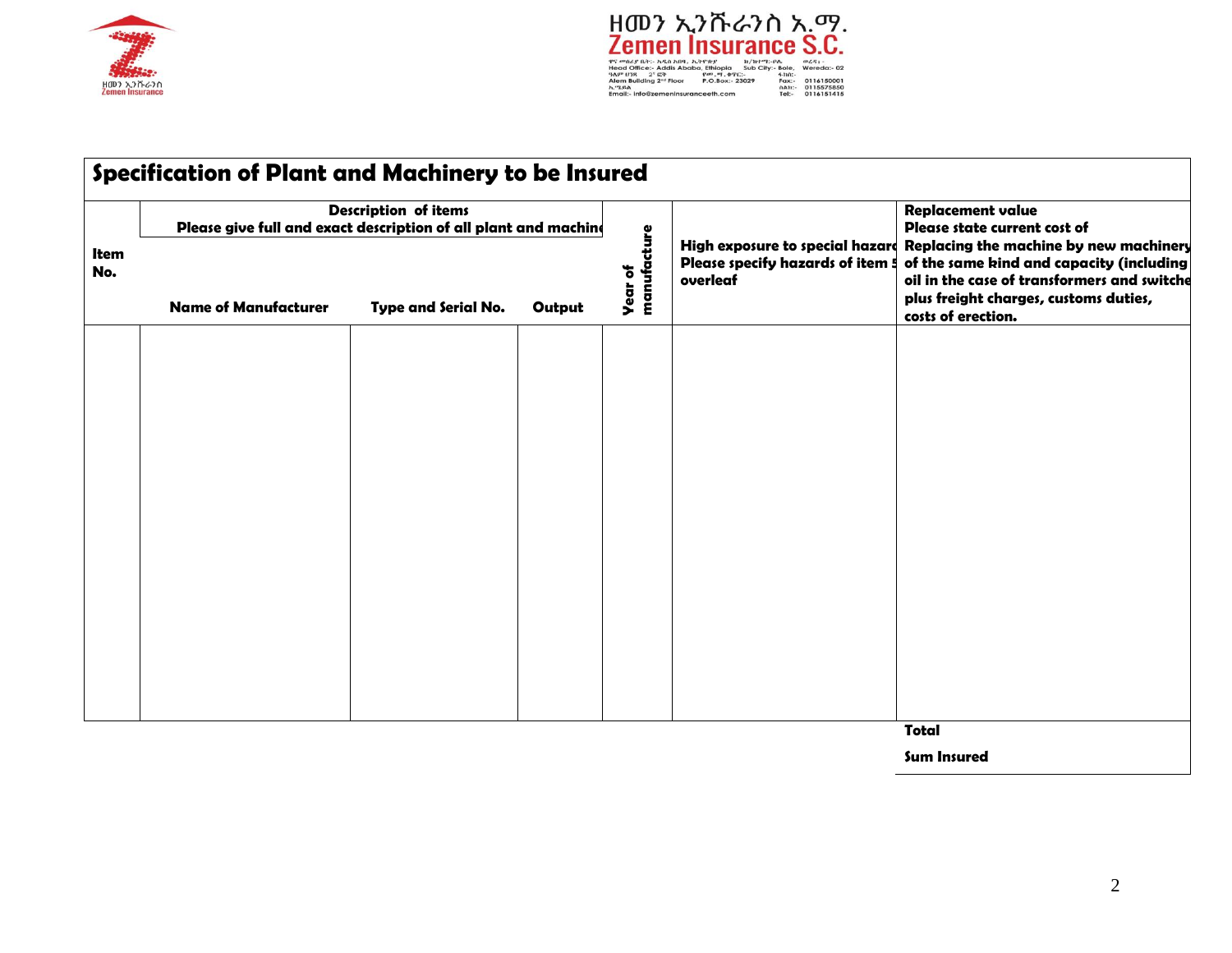## Specification of Plant and Machinery to be Insured

| Item No. | Description of items<br>Please give full and exact description of all plant and machine | | | Year of manufacture | High exposure to special hazard<br>Please specify hazards of item 5 overleaf | Replacement value<br>Please state current cost of Replacing the machine by new machinery of the same kind and capacity (including oil in the case of transformers and switche plus freight charges, customs duties, costs of erection. |
|---|---|---|---|---|---|---|
| | Name of Manufacturer | Type and Serial No. | Output | | | |
| | | | | | | |
| | | | | | | Total<br>Sum Insured |